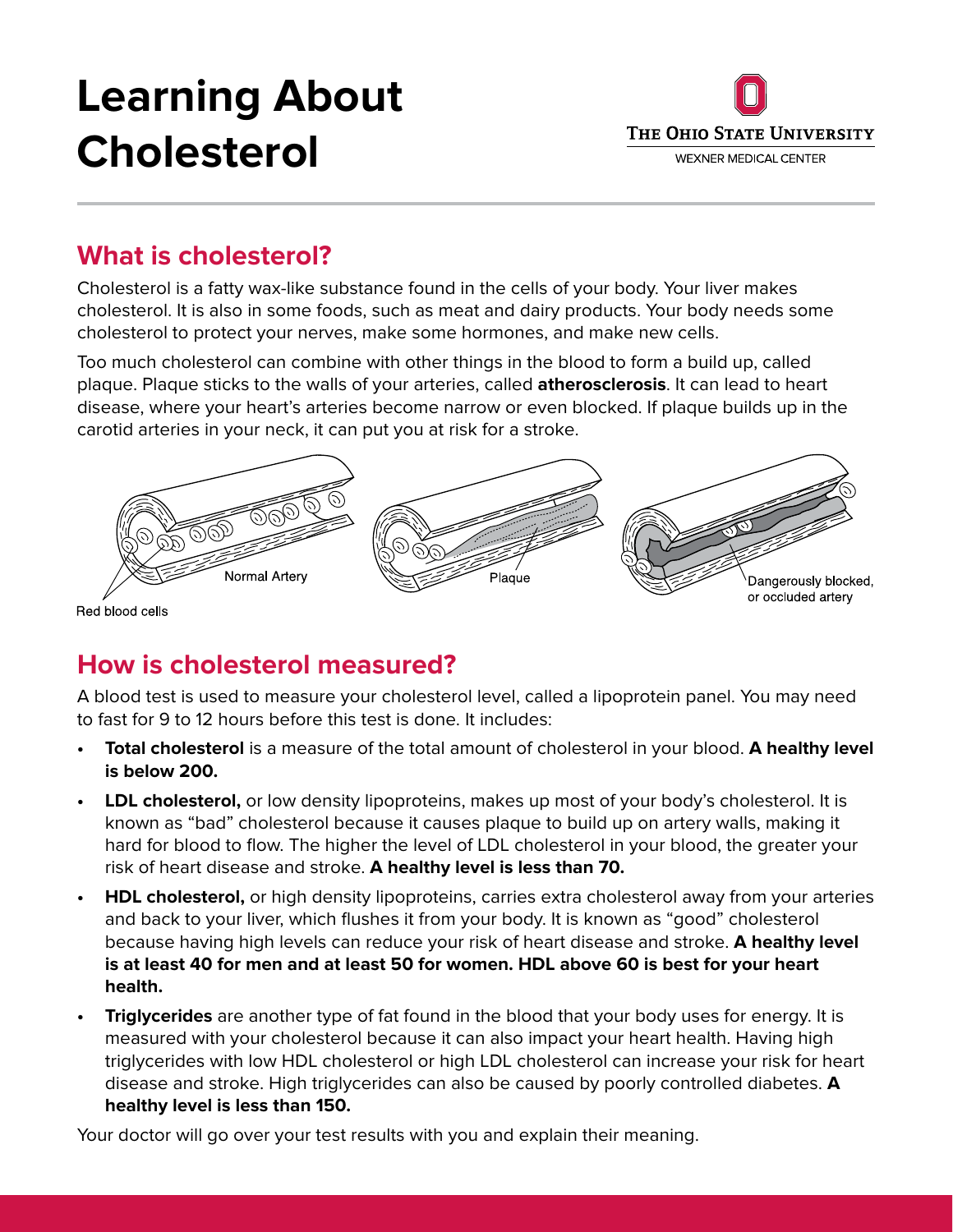# Learning About Cholesterol

The Ohio State University
Wexner Medical Center

## What is cholesterol?

Cholesterol is a fatty wax-like substance found in the cells of your body. Your liver makes cholesterol. It is also in some foods, such as meat and dairy products. Your body needs some cholesterol to protect your nerves, make some hormones, and make new cells.

Too much cholesterol can combine with other things in the blood to form a build up, called plaque. Plaque sticks to the walls of your arteries, called **atherosclerosis**. It can lead to heart disease, where your heart's arteries become narrow or even blocked. If plaque builds up in the carotid arteries in your neck, it can put you at risk for a stroke.

Red blood cells

Normal Artery

Plaque

Dangerously blocked, or occluded artery

## How is cholesterol measured?

A blood test is used to measure your cholesterol level, called a lipoprotein panel. You may need to fast for 9 to 12 hours before this test is done. It includes:

- **Total cholesterol** is a measure of the total amount of cholesterol in your blood. **A healthy level is below 200.**
- **LDL cholesterol,** or low density lipoproteins, makes up most of your body's cholesterol. It is known as "bad" cholesterol because it causes plaque to build up on artery walls, making it hard for blood to flow. The higher the level of LDL cholesterol in your blood, the greater your risk of heart disease and stroke. **A healthy level is less than 70.**
- **HDL cholesterol,** or high density lipoproteins, carries extra cholesterol away from your arteries and back to your liver, which flushes it from your body. It is known as "good" cholesterol because having high levels can reduce your risk of heart disease and stroke. **A healthy level is at least 40 for men and at least 50 for women. HDL above 60 is best for your heart health.**
- **Triglycerides** are another type of fat found in the blood that your body uses for energy. It is measured with your cholesterol because it can also impact your heart health. Having high triglycerides with low HDL cholesterol or high LDL cholesterol can increase your risk for heart disease and stroke. High triglycerides can also be caused by poorly controlled diabetes. **A healthy level is less than 150.**

Your doctor will go over your test results with you and explain their meaning.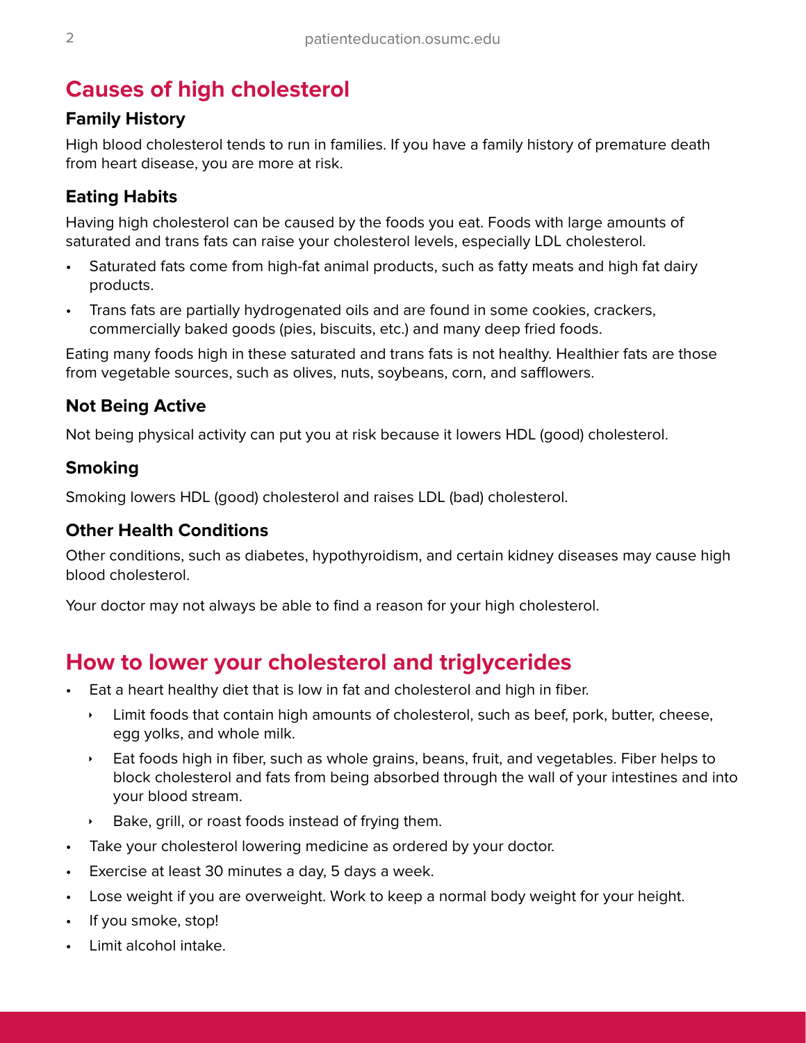## Causes of high cholesterol

### Family History

High blood cholesterol tends to run in families. If you have a family history of premature death from heart disease, you are more at risk.

### Eating Habits

Having high cholesterol can be caused by the foods you eat. Foods with large amounts of saturated and trans fats can raise your cholesterol levels, especially LDL cholesterol.

- Saturated fats come from high-fat animal products, such as fatty meats and high fat dairy products.
- Trans fats are partially hydrogenated oils and are found in some cookies, crackers, commercially baked goods (pies, biscuits, etc.) and many deep fried foods.

Eating many foods high in these saturated and trans fats is not healthy. Healthier fats are those from vegetable sources, such as olives, nuts, soybeans, corn, and safflowers.

### Not Being Active

Not being physical activity can put you at risk because it lowers HDL (good) cholesterol.

### Smoking

Smoking lowers HDL (good) cholesterol and raises LDL (bad) cholesterol.

### Other Health Conditions

Other conditions, such as diabetes, hypothyroidism, and certain kidney diseases may cause high blood cholesterol.

Your doctor may not always be able to find a reason for your high cholesterol.

## How to lower your cholesterol and triglycerides

- Eat a heart healthy diet that is low in fat and cholesterol and high in fiber.
  - Limit foods that contain high amounts of cholesterol, such as beef, pork, butter, cheese, egg yolks, and whole milk.
  - Eat foods high in fiber, such as whole grains, beans, fruit, and vegetables. Fiber helps to block cholesterol and fats from being absorbed through the wall of your intestines and into your blood stream.
  - Bake, grill, or roast foods instead of frying them.
- Take your cholesterol lowering medicine as ordered by your doctor.
- Exercise at least 30 minutes a day, 5 days a week.
- Lose weight if you are overweight. Work to keep a normal body weight for your height.
- If you smoke, stop!
- Limit alcohol intake.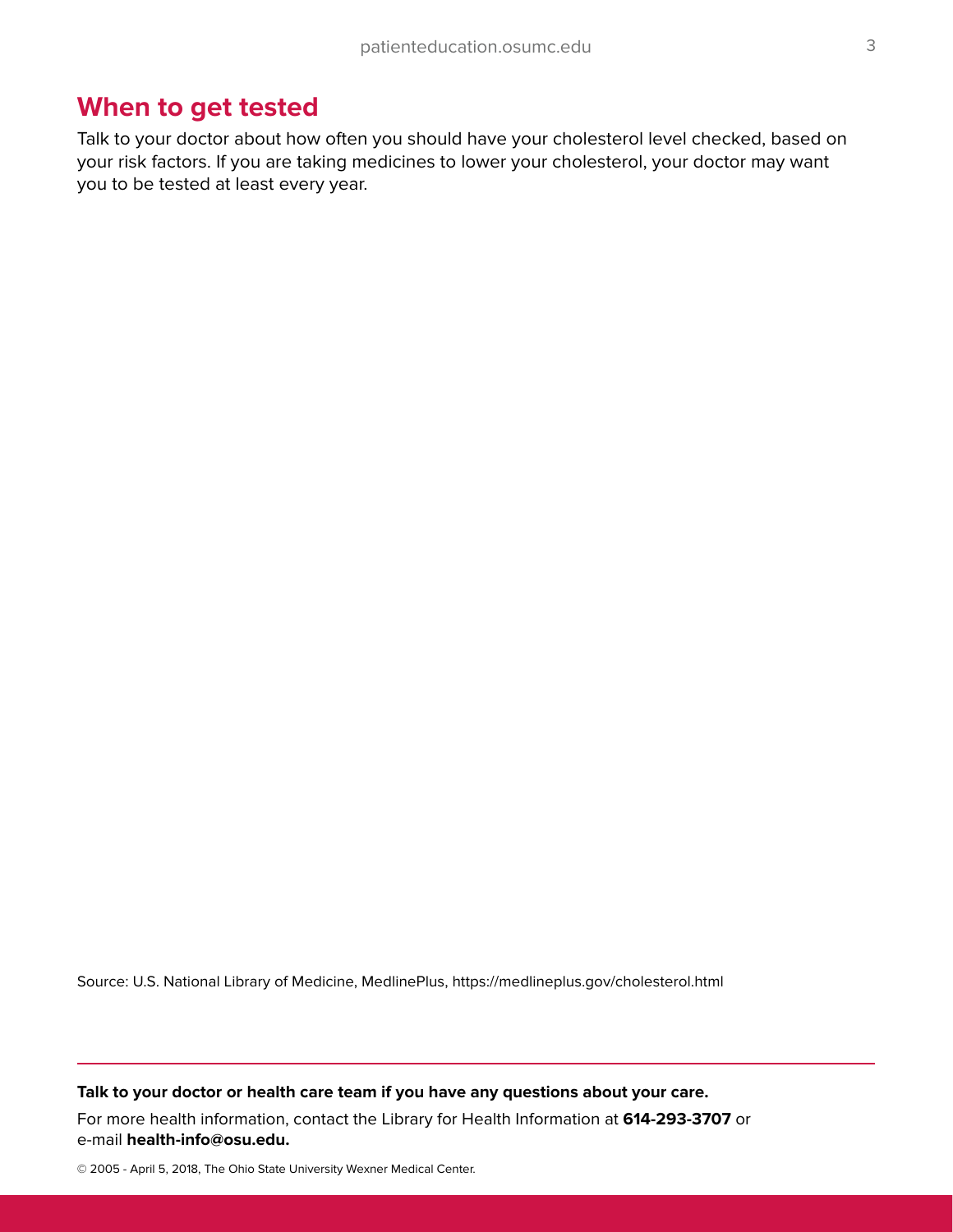## When to get tested

Talk to your doctor about how often you should have your cholesterol level checked, based on your risk factors. If you are taking medicines to lower your cholesterol, your doctor may want you to be tested at least every year.

Source: U.S. National Library of Medicine, MedlinePlus, https://medlineplus.gov/cholesterol.html

---

**Talk to your doctor or health care team if you have any questions about your care.**

For more health information, contact the Library for Health Information at **614-293-3707** or e-mail **health-info@osu.edu.**

© 2005 - April 5, 2018, The Ohio State University Wexner Medical Center.